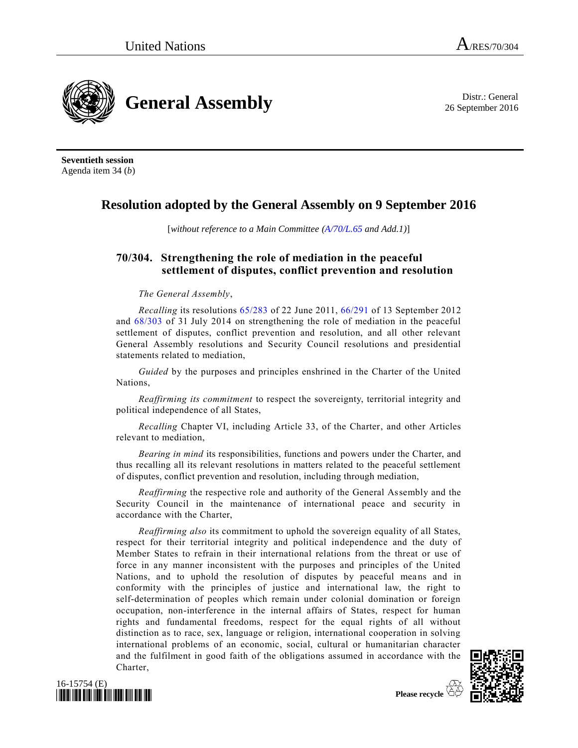United Nations A/RES/70/304

# General Assembly

Distr.: General
26 September 2016

**Seventieth session**
Agenda item 34 (*b*)

## Resolution adopted by the General Assembly on 9 September 2016

[*without reference to a Main Committee (A/70/L.65 and Add.1)*]

### 70/304. Strengthening the role of mediation in the peaceful settlement of disputes, conflict prevention and resolution

*The General Assembly*,

*Recalling* its resolutions 65/283 of 22 June 2011, 66/291 of 13 September 2012 and 68/303 of 31 July 2014 on strengthening the role of mediation in the peaceful settlement of disputes, conflict prevention and resolution, and all other relevant General Assembly resolutions and Security Council resolutions and presidential statements related to mediation,

*Guided* by the purposes and principles enshrined in the Charter of the United Nations,

*Reaffirming its commitment* to respect the sovereignty, territorial integrity and political independence of all States,

*Recalling* Chapter VI, including Article 33, of the Charter, and other Articles relevant to mediation,

*Bearing in mind* its responsibilities, functions and powers under the Charter, and thus recalling all its relevant resolutions in matters related to the peaceful settlement of disputes, conflict prevention and resolution, including through mediation,

*Reaffirming* the respective role and authority of the General Assembly and the Security Council in the maintenance of international peace and security in accordance with the Charter,

*Reaffirming also* its commitment to uphold the sovereign equality of all States, respect for their territorial integrity and political independence and the duty of Member States to refrain in their international relations from the threat or use of force in any manner inconsistent with the purposes and principles of the United Nations, and to uphold the resolution of disputes by peaceful means and in conformity with the principles of justice and international law, the right to self-determination of peoples which remain under colonial domination or foreign occupation, non-interference in the internal affairs of States, respect for human rights and fundamental freedoms, respect for the equal rights of all without distinction as to race, sex, language or religion, international cooperation in solving international problems of an economic, social, cultural or humanitarian character and the fulfilment in good faith of the obligations assumed in accordance with the Charter,

16-15754 (E)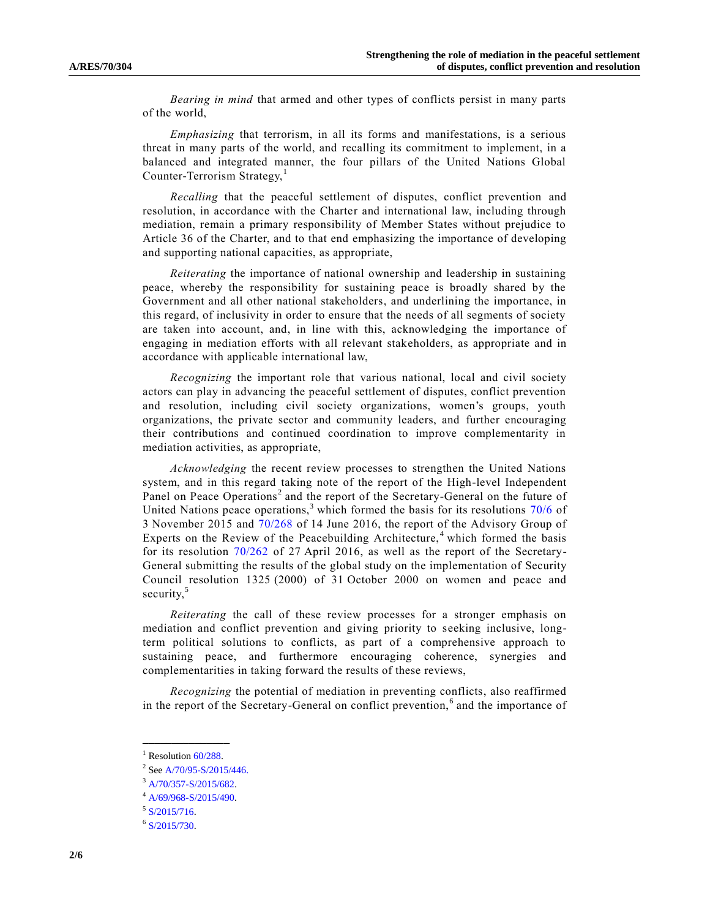*Bearing in mind* that armed and other types of conflicts persist in many parts of the world,

*Emphasizing* that terrorism, in all its forms and manifestations, is a serious threat in many parts of the world, and recalling its commitment to implement, in a balanced and integrated manner, the four pillars of the United Nations Global Counter-Terrorism Strategy,[1]

*Recalling* that the peaceful settlement of disputes, conflict prevention and resolution, in accordance with the Charter and international law, including through mediation, remain a primary responsibility of Member States without prejudice to Article 36 of the Charter, and to that end emphasizing the importance of developing and supporting national capacities, as appropriate,

*Reiterating* the importance of national ownership and leadership in sustaining peace, whereby the responsibility for sustaining peace is broadly shared by the Government and all other national stakeholders, and underlining the importance, in this regard, of inclusivity in order to ensure that the needs of all segments of society are taken into account, and, in line with this, acknowledging the importance of engaging in mediation efforts with all relevant stakeholders, as appropriate and in accordance with applicable international law,

*Recognizing* the important role that various national, local and civil society actors can play in advancing the peaceful settlement of disputes, conflict prevention and resolution, including civil society organizations, women's groups, youth organizations, the private sector and community leaders, and further encouraging their contributions and continued coordination to improve complementarity in mediation activities, as appropriate,

*Acknowledging* the recent review processes to strengthen the United Nations system, and in this regard taking note of the report of the High-level Independent Panel on Peace Operations[2] and the report of the Secretary-General on the future of United Nations peace operations,[3] which formed the basis for its resolutions 70/6 of 3 November 2015 and 70/268 of 14 June 2016, the report of the Advisory Group of Experts on the Review of the Peacebuilding Architecture,[4] which formed the basis for its resolution 70/262 of 27 April 2016, as well as the report of the Secretary-General submitting the results of the global study on the implementation of Security Council resolution 1325 (2000) of 31 October 2000 on women and peace and security,[5]

*Reiterating* the call of these review processes for a stronger emphasis on mediation and conflict prevention and giving priority to seeking inclusive, long-term political solutions to conflicts, as part of a comprehensive approach to sustaining peace, and furthermore encouraging coherence, synergies and complementarities in taking forward the results of these reviews,

*Recognizing* the potential of mediation in preventing conflicts, also reaffirmed in the report of the Secretary-General on conflict prevention,[6] and the importance of

---

[1] Resolution 60/288.

[2] See A/70/95-S/2015/446.

[3] A/70/357-S/2015/682.

[4] A/69/968-S/2015/490.

[5] S/2015/716.

[6] S/2015/730.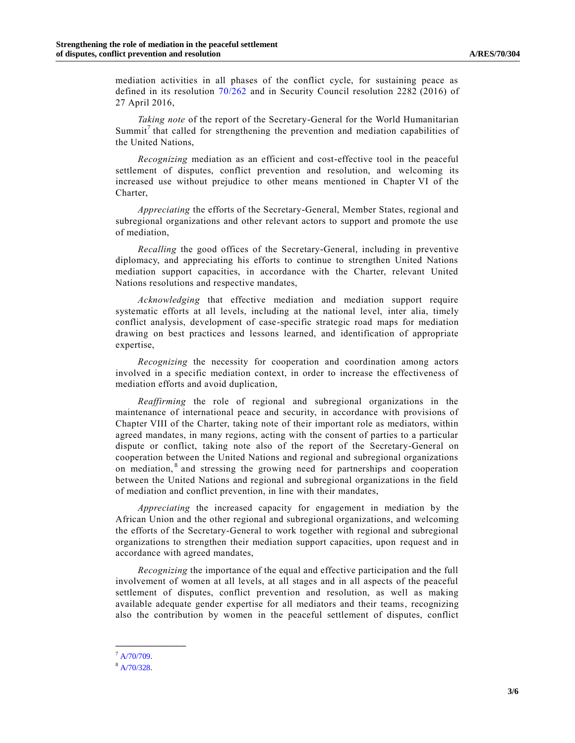mediation activities in all phases of the conflict cycle, for sustaining peace as defined in its resolution 70/262 and in Security Council resolution 2282 (2016) of 27 April 2016,

*Taking note* of the report of the Secretary-General for the World Humanitarian Summit[7] that called for strengthening the prevention and mediation capabilities of the United Nations,

*Recognizing* mediation as an efficient and cost-effective tool in the peaceful settlement of disputes, conflict prevention and resolution, and welcoming its increased use without prejudice to other means mentioned in Chapter VI of the Charter,

*Appreciating* the efforts of the Secretary-General, Member States, regional and subregional organizations and other relevant actors to support and promote the use of mediation,

*Recalling* the good offices of the Secretary-General, including in preventive diplomacy, and appreciating his efforts to continue to strengthen United Nations mediation support capacities, in accordance with the Charter, relevant United Nations resolutions and respective mandates,

*Acknowledging* that effective mediation and mediation support require systematic efforts at all levels, including at the national level, inter alia, timely conflict analysis, development of case-specific strategic road maps for mediation drawing on best practices and lessons learned, and identification of appropriate expertise,

*Recognizing* the necessity for cooperation and coordination among actors involved in a specific mediation context, in order to increase the effectiveness of mediation efforts and avoid duplication,

*Reaffirming* the role of regional and subregional organizations in the maintenance of international peace and security, in accordance with provisions of Chapter VIII of the Charter, taking note of their important role as mediators, within agreed mandates, in many regions, acting with the consent of parties to a particular dispute or conflict, taking note also of the report of the Secretary-General on cooperation between the United Nations and regional and subregional organizations on mediation,[8] and stressing the growing need for partnerships and cooperation between the United Nations and regional and subregional organizations in the field of mediation and conflict prevention, in line with their mandates,

*Appreciating* the increased capacity for engagement in mediation by the African Union and the other regional and subregional organizations, and welcoming the efforts of the Secretary-General to work together with regional and subregional organizations to strengthen their mediation support capacities, upon request and in accordance with agreed mandates,

*Recognizing* the importance of the equal and effective participation and the full involvement of women at all levels, at all stages and in all aspects of the peaceful settlement of disputes, conflict prevention and resolution, as well as making available adequate gender expertise for all mediators and their teams, recognizing also the contribution by women in the peaceful settlement of disputes, conflict

---

[7] A/70/709.

[8] A/70/328.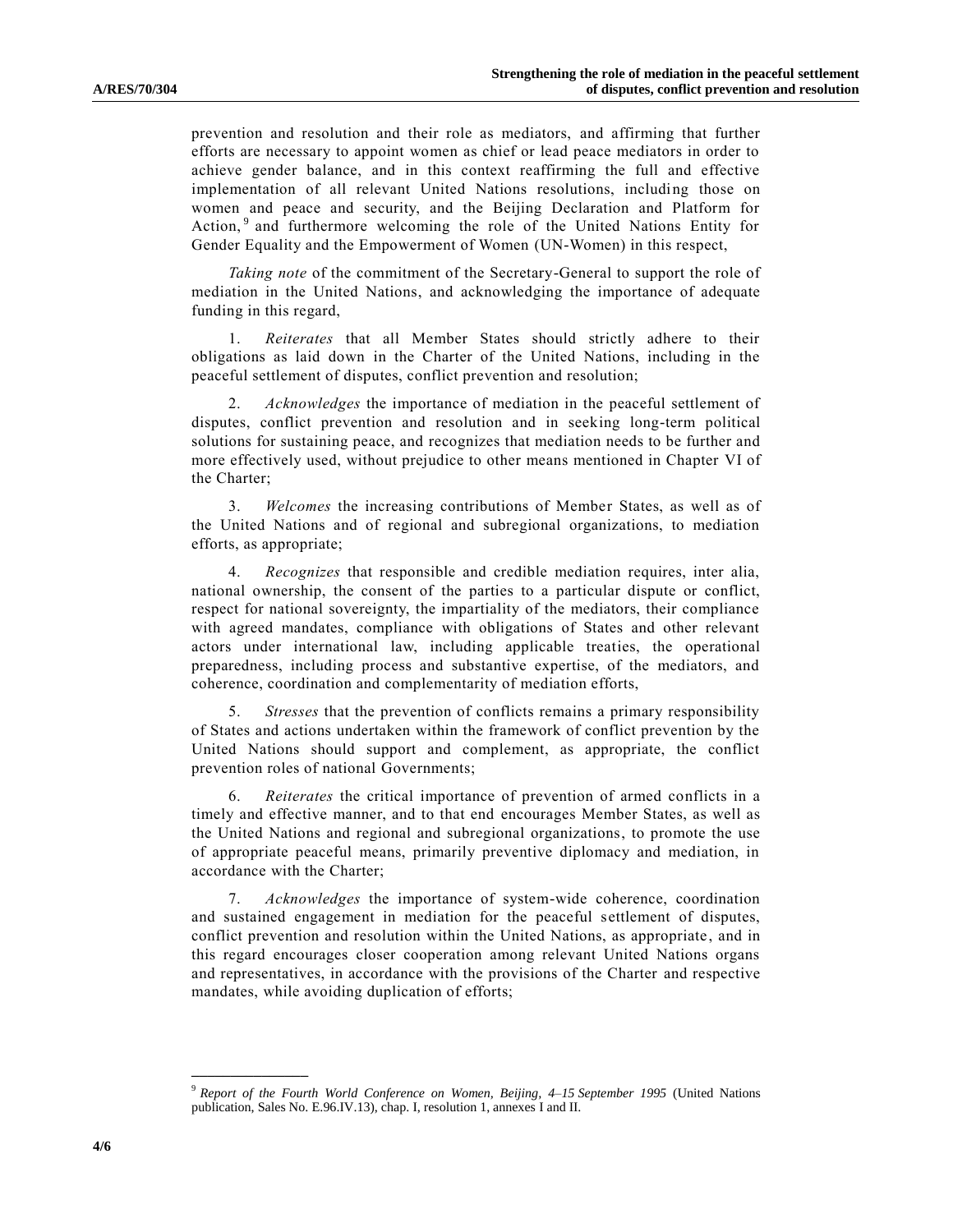prevention and resolution and their role as mediators, and affirming that further efforts are necessary to appoint women as chief or lead peace mediators in order to achieve gender balance, and in this context reaffirming the full and effective implementation of all relevant United Nations resolutions, including those on women and peace and security, and the Beijing Declaration and Platform for Action,[9] and furthermore welcoming the role of the United Nations Entity for Gender Equality and the Empowerment of Women (UN-Women) in this respect,

*Taking note* of the commitment of the Secretary-General to support the role of mediation in the United Nations, and acknowledging the importance of adequate funding in this regard,

1. *Reiterates* that all Member States should strictly adhere to their obligations as laid down in the Charter of the United Nations, including in the peaceful settlement of disputes, conflict prevention and resolution;

2. *Acknowledges* the importance of mediation in the peaceful settlement of disputes, conflict prevention and resolution and in seeking long-term political solutions for sustaining peace, and recognizes that mediation needs to be further and more effectively used, without prejudice to other means mentioned in Chapter VI of the Charter;

3. *Welcomes* the increasing contributions of Member States, as well as of the United Nations and of regional and subregional organizations, to mediation efforts, as appropriate;

4. *Recognizes* that responsible and credible mediation requires, inter alia, national ownership, the consent of the parties to a particular dispute or conflict, respect for national sovereignty, the impartiality of the mediators, their compliance with agreed mandates, compliance with obligations of States and other relevant actors under international law, including applicable treaties, the operational preparedness, including process and substantive expertise, of the mediators, and coherence, coordination and complementarity of mediation efforts,

5. *Stresses* that the prevention of conflicts remains a primary responsibility of States and actions undertaken within the framework of conflict prevention by the United Nations should support and complement, as appropriate, the conflict prevention roles of national Governments;

6. *Reiterates* the critical importance of prevention of armed conflicts in a timely and effective manner, and to that end encourages Member States, as well as the United Nations and regional and subregional organizations, to promote the use of appropriate peaceful means, primarily preventive diplomacy and mediation, in accordance with the Charter;

7. *Acknowledges* the importance of system-wide coherence, coordination and sustained engagement in mediation for the peaceful settlement of disputes, conflict prevention and resolution within the United Nations, as appropriate, and in this regard encourages closer cooperation among relevant United Nations organs and representatives, in accordance with the provisions of the Charter and respective mandates, while avoiding duplication of efforts;

---

[9] *Report of the Fourth World Conference on Women, Beijing, 4–15 September 1995* (United Nations publication, Sales No. E.96.IV.13), chap. I, resolution 1, annexes I and II.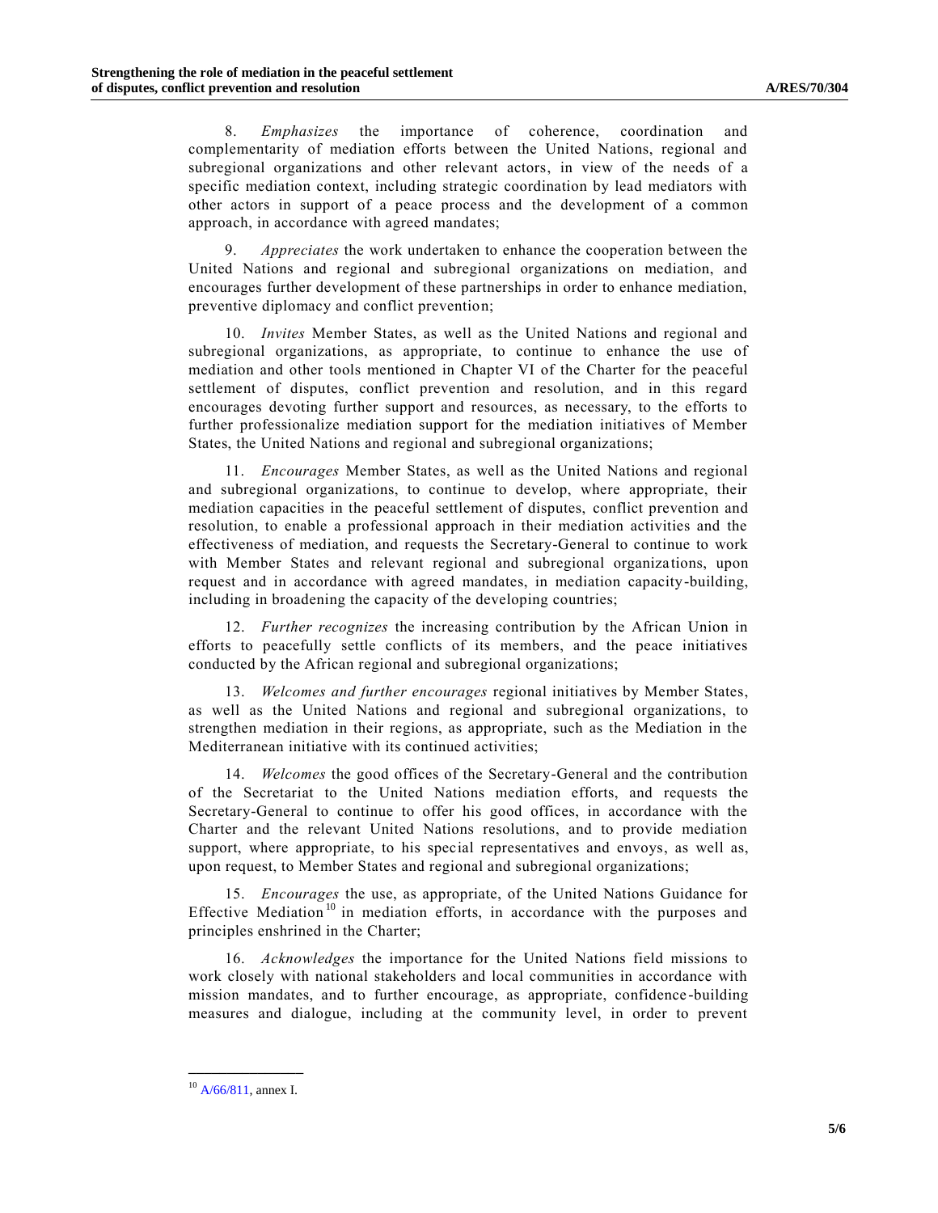8. *Emphasizes* the importance of coherence, coordination and complementarity of mediation efforts between the United Nations, regional and subregional organizations and other relevant actors, in view of the needs of a specific mediation context, including strategic coordination by lead mediators with other actors in support of a peace process and the development of a common approach, in accordance with agreed mandates;

9. *Appreciates* the work undertaken to enhance the cooperation between the United Nations and regional and subregional organizations on mediation, and encourages further development of these partnerships in order to enhance mediation, preventive diplomacy and conflict prevention;

10. *Invites* Member States, as well as the United Nations and regional and subregional organizations, as appropriate, to continue to enhance the use of mediation and other tools mentioned in Chapter VI of the Charter for the peaceful settlement of disputes, conflict prevention and resolution, and in this regard encourages devoting further support and resources, as necessary, to the efforts to further professionalize mediation support for the mediation initiatives of Member States, the United Nations and regional and subregional organizations;

11. *Encourages* Member States, as well as the United Nations and regional and subregional organizations, to continue to develop, where appropriate, their mediation capacities in the peaceful settlement of disputes, conflict prevention and resolution, to enable a professional approach in their mediation activities and the effectiveness of mediation, and requests the Secretary-General to continue to work with Member States and relevant regional and subregional organizations, upon request and in accordance with agreed mandates, in mediation capacity-building, including in broadening the capacity of the developing countries;

12. *Further recognizes* the increasing contribution by the African Union in efforts to peacefully settle conflicts of its members, and the peace initiatives conducted by the African regional and subregional organizations;

13. *Welcomes and further encourages* regional initiatives by Member States, as well as the United Nations and regional and subregional organizations, to strengthen mediation in their regions, as appropriate, such as the Mediation in the Mediterranean initiative with its continued activities;

14. *Welcomes* the good offices of the Secretary-General and the contribution of the Secretariat to the United Nations mediation efforts, and requests the Secretary-General to continue to offer his good offices, in accordance with the Charter and the relevant United Nations resolutions, and to provide mediation support, where appropriate, to his special representatives and envoys, as well as, upon request, to Member States and regional and subregional organizations;

15. *Encourages* the use, as appropriate, of the United Nations Guidance for Effective Mediation[10] in mediation efforts, in accordance with the purposes and principles enshrined in the Charter;

16. *Acknowledges* the importance for the United Nations field missions to work closely with national stakeholders and local communities in accordance with mission mandates, and to further encourage, as appropriate, confidence-building measures and dialogue, including at the community level, in order to prevent

---

[10] A/66/811, annex I.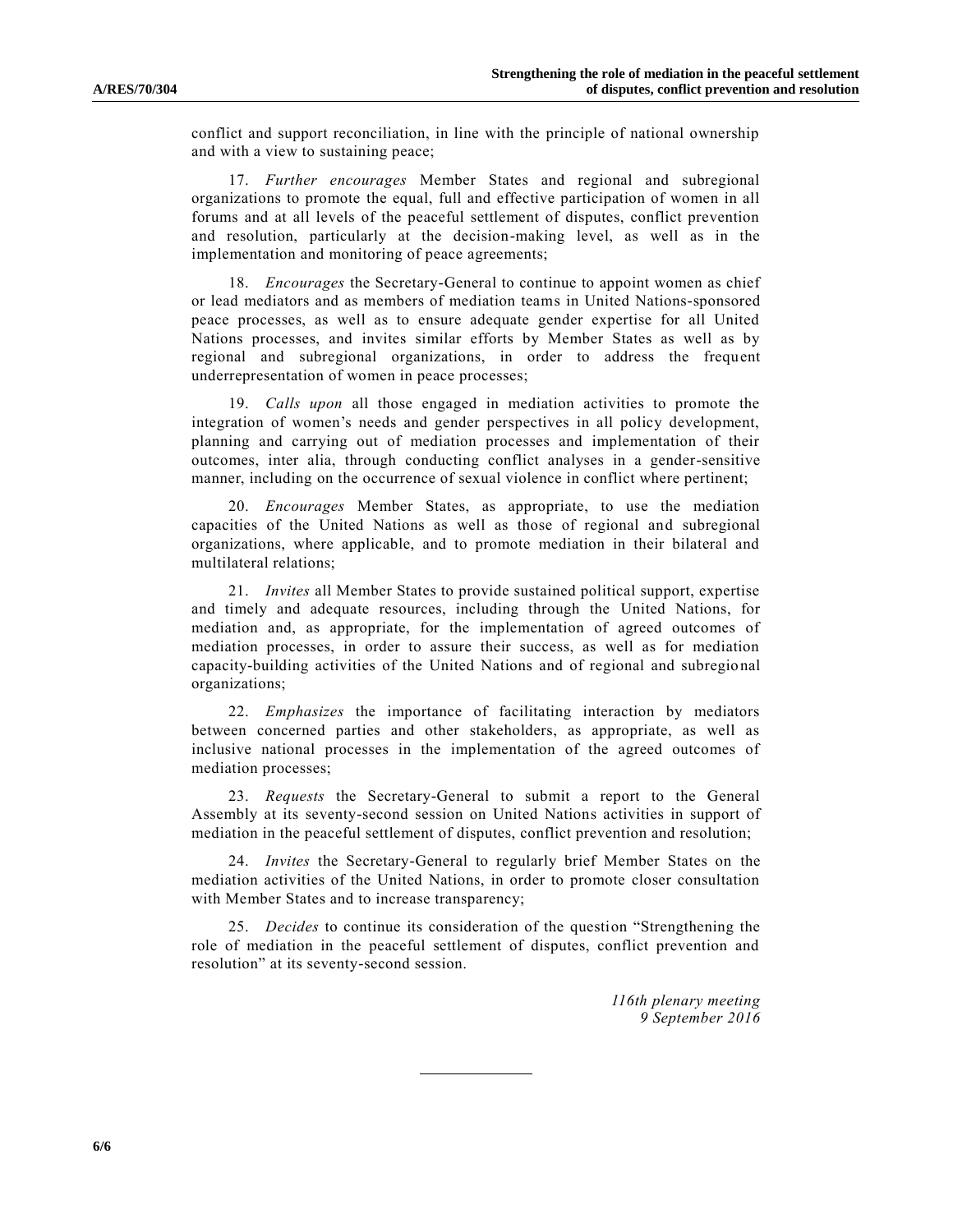conflict and support reconciliation, in line with the principle of national ownership and with a view to sustaining peace;

17. *Further encourages* Member States and regional and subregional organizations to promote the equal, full and effective participation of women in all forums and at all levels of the peaceful settlement of disputes, conflict prevention and resolution, particularly at the decision-making level, as well as in the implementation and monitoring of peace agreements;

18. *Encourages* the Secretary-General to continue to appoint women as chief or lead mediators and as members of mediation teams in United Nations-sponsored peace processes, as well as to ensure adequate gender expertise for all United Nations processes, and invites similar efforts by Member States as well as by regional and subregional organizations, in order to address the frequent underrepresentation of women in peace processes;

19. *Calls upon* all those engaged in mediation activities to promote the integration of women's needs and gender perspectives in all policy development, planning and carrying out of mediation processes and implementation of their outcomes, inter alia, through conducting conflict analyses in a gender-sensitive manner, including on the occurrence of sexual violence in conflict where pertinent;

20. *Encourages* Member States, as appropriate, to use the mediation capacities of the United Nations as well as those of regional and subregional organizations, where applicable, and to promote mediation in their bilateral and multilateral relations;

21. *Invites* all Member States to provide sustained political support, expertise and timely and adequate resources, including through the United Nations, for mediation and, as appropriate, for the implementation of agreed outcomes of mediation processes, in order to assure their success, as well as for mediation capacity-building activities of the United Nations and of regional and subregional organizations;

22. *Emphasizes* the importance of facilitating interaction by mediators between concerned parties and other stakeholders, as appropriate, as well as inclusive national processes in the implementation of the agreed outcomes of mediation processes;

23. *Requests* the Secretary-General to submit a report to the General Assembly at its seventy-second session on United Nations activities in support of mediation in the peaceful settlement of disputes, conflict prevention and resolution;

24. *Invites* the Secretary-General to regularly brief Member States on the mediation activities of the United Nations, in order to promote closer consultation with Member States and to increase transparency;

25. *Decides* to continue its consideration of the question "Strengthening the role of mediation in the peaceful settlement of disputes, conflict prevention and resolution" at its seventy-second session.

*116th plenary meeting*
*9 September 2016*